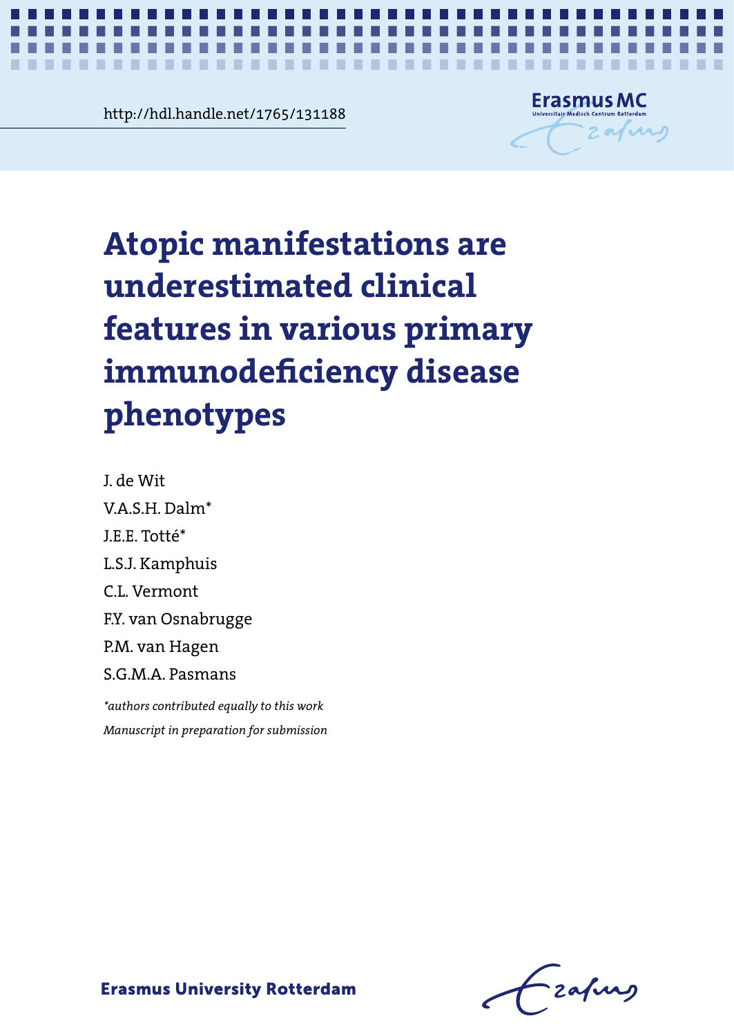http://hdl.handle.net/1765/131188

# Atopic manifestations are underestimated clinical features in various primary immunodeficiency disease phenotypes

J. de Wit

V.A.S.H. Dalm*

J.E.E. Totté*

L.S.J. Kamphuis

C.L. Vermont

F.Y. van Osnabrugge

P.M. van Hagen

S.G.M.A. Pasmans

*\*authors contributed equally to this work*

*Manuscript in preparation for submission*

Erasmus University Rotterdam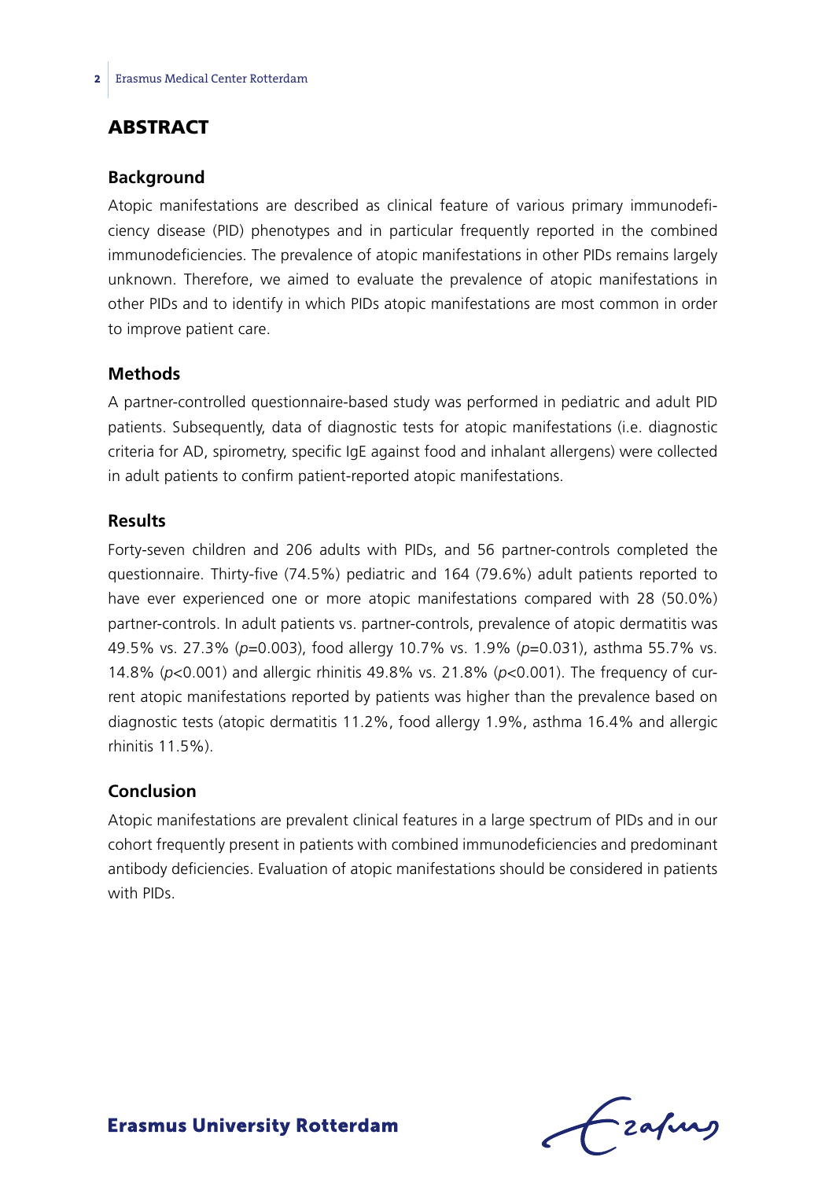## ABSTRACT

### Background

Atopic manifestations are described as clinical feature of various primary immunodeficiency disease (PID) phenotypes and in particular frequently reported in the combined immunodeficiencies. The prevalence of atopic manifestations in other PIDs remains largely unknown. Therefore, we aimed to evaluate the prevalence of atopic manifestations in other PIDs and to identify in which PIDs atopic manifestations are most common in order to improve patient care.

### Methods

A partner-controlled questionnaire-based study was performed in pediatric and adult PID patients. Subsequently, data of diagnostic tests for atopic manifestations (i.e. diagnostic criteria for AD, spirometry, specific IgE against food and inhalant allergens) were collected in adult patients to confirm patient-reported atopic manifestations.

### Results

Forty-seven children and 206 adults with PIDs, and 56 partner-controls completed the questionnaire. Thirty-five (74.5%) pediatric and 164 (79.6%) adult patients reported to have ever experienced one or more atopic manifestations compared with 28 (50.0%) partner-controls. In adult patients vs. partner-controls, prevalence of atopic dermatitis was 49.5% vs. 27.3% ($p=0.003$), food allergy 10.7% vs. 1.9% ($p=0.031$), asthma 55.7% vs. 14.8% ($p<0.001$) and allergic rhinitis 49.8% vs. 21.8% ($p<0.001$). The frequency of current atopic manifestations reported by patients was higher than the prevalence based on diagnostic tests (atopic dermatitis 11.2%, food allergy 1.9%, asthma 16.4% and allergic rhinitis 11.5%).

### Conclusion

Atopic manifestations are prevalent clinical features in a large spectrum of PIDs and in our cohort frequently present in patients with combined immunodeficiencies and predominant antibody deficiencies. Evaluation of atopic manifestations should be considered in patients with PIDs.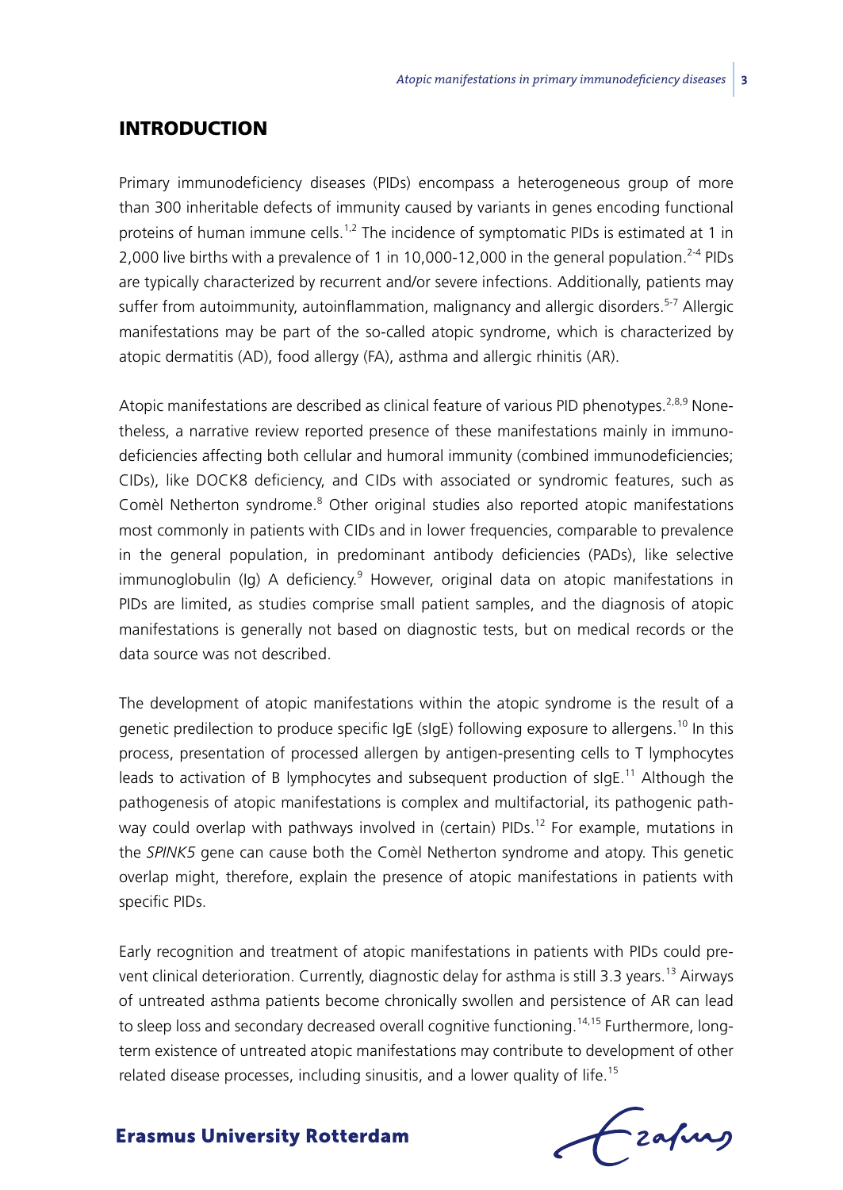## INTRODUCTION

Primary immunodeficiency diseases (PIDs) encompass a heterogeneous group of more than 300 inheritable defects of immunity caused by variants in genes encoding functional proteins of human immune cells.[1,2] The incidence of symptomatic PIDs is estimated at 1 in 2,000 live births with a prevalence of 1 in 10,000-12,000 in the general population.[2-4] PIDs are typically characterized by recurrent and/or severe infections. Additionally, patients may suffer from autoimmunity, autoinflammation, malignancy and allergic disorders.[5-7] Allergic manifestations may be part of the so-called atopic syndrome, which is characterized by atopic dermatitis (AD), food allergy (FA), asthma and allergic rhinitis (AR).

Atopic manifestations are described as clinical feature of various PID phenotypes.[2,8,9] Nonetheless, a narrative review reported presence of these manifestations mainly in immunodeficiencies affecting both cellular and humoral immunity (combined immunodeficiencies; CIDs), like DOCK8 deficiency, and CIDs with associated or syndromic features, such as Comèl Netherton syndrome.[8] Other original studies also reported atopic manifestations most commonly in patients with CIDs and in lower frequencies, comparable to prevalence in the general population, in predominant antibody deficiencies (PADs), like selective immunoglobulin (Ig) A deficiency.[9] However, original data on atopic manifestations in PIDs are limited, as studies comprise small patient samples, and the diagnosis of atopic manifestations is generally not based on diagnostic tests, but on medical records or the data source was not described.

The development of atopic manifestations within the atopic syndrome is the result of a genetic predilection to produce specific IgE (sIgE) following exposure to allergens.[10] In this process, presentation of processed allergen by antigen-presenting cells to T lymphocytes leads to activation of B lymphocytes and subsequent production of sIgE.[11] Although the pathogenesis of atopic manifestations is complex and multifactorial, its pathogenic pathway could overlap with pathways involved in (certain) PIDs.[12] For example, mutations in the *SPINK5* gene can cause both the Comèl Netherton syndrome and atopy. This genetic overlap might, therefore, explain the presence of atopic manifestations in patients with specific PIDs.

Early recognition and treatment of atopic manifestations in patients with PIDs could prevent clinical deterioration. Currently, diagnostic delay for asthma is still 3.3 years.[13] Airways of untreated asthma patients become chronically swollen and persistence of AR can lead to sleep loss and secondary decreased overall cognitive functioning.[14,15] Furthermore, long-term existence of untreated atopic manifestations may contribute to development of other related disease processes, including sinusitis, and a lower quality of life.[15]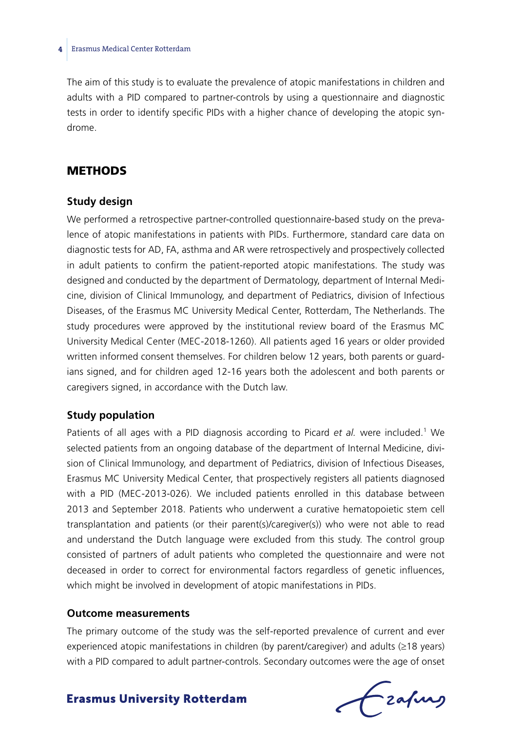The aim of this study is to evaluate the prevalence of atopic manifestations in children and adults with a PID compared to partner-controls by using a questionnaire and diagnostic tests in order to identify specific PIDs with a higher chance of developing the atopic syndrome.

## METHODS

### Study design

We performed a retrospective partner-controlled questionnaire-based study on the prevalence of atopic manifestations in patients with PIDs. Furthermore, standard care data on diagnostic tests for AD, FA, asthma and AR were retrospectively and prospectively collected in adult patients to confirm the patient-reported atopic manifestations. The study was designed and conducted by the department of Dermatology, department of Internal Medicine, division of Clinical Immunology, and department of Pediatrics, division of Infectious Diseases, of the Erasmus MC University Medical Center, Rotterdam, The Netherlands. The study procedures were approved by the institutional review board of the Erasmus MC University Medical Center (MEC-2018-1260). All patients aged 16 years or older provided written informed consent themselves. For children below 12 years, both parents or guardians signed, and for children aged 12-16 years both the adolescent and both parents or caregivers signed, in accordance with the Dutch law.

### Study population

Patients of all ages with a PID diagnosis according to Picard *et al.* were included.[1] We selected patients from an ongoing database of the department of Internal Medicine, division of Clinical Immunology, and department of Pediatrics, division of Infectious Diseases, Erasmus MC University Medical Center, that prospectively registers all patients diagnosed with a PID (MEC-2013-026). We included patients enrolled in this database between 2013 and September 2018. Patients who underwent a curative hematopoietic stem cell transplantation and patients (or their parent(s)/caregiver(s)) who were not able to read and understand the Dutch language were excluded from this study. The control group consisted of partners of adult patients who completed the questionnaire and were not deceased in order to correct for environmental factors regardless of genetic influences, which might be involved in development of atopic manifestations in PIDs.

### Outcome measurements

The primary outcome of the study was the self-reported prevalence of current and ever experienced atopic manifestations in children (by parent/caregiver) and adults (≥18 years) with a PID compared to adult partner-controls. Secondary outcomes were the age of onset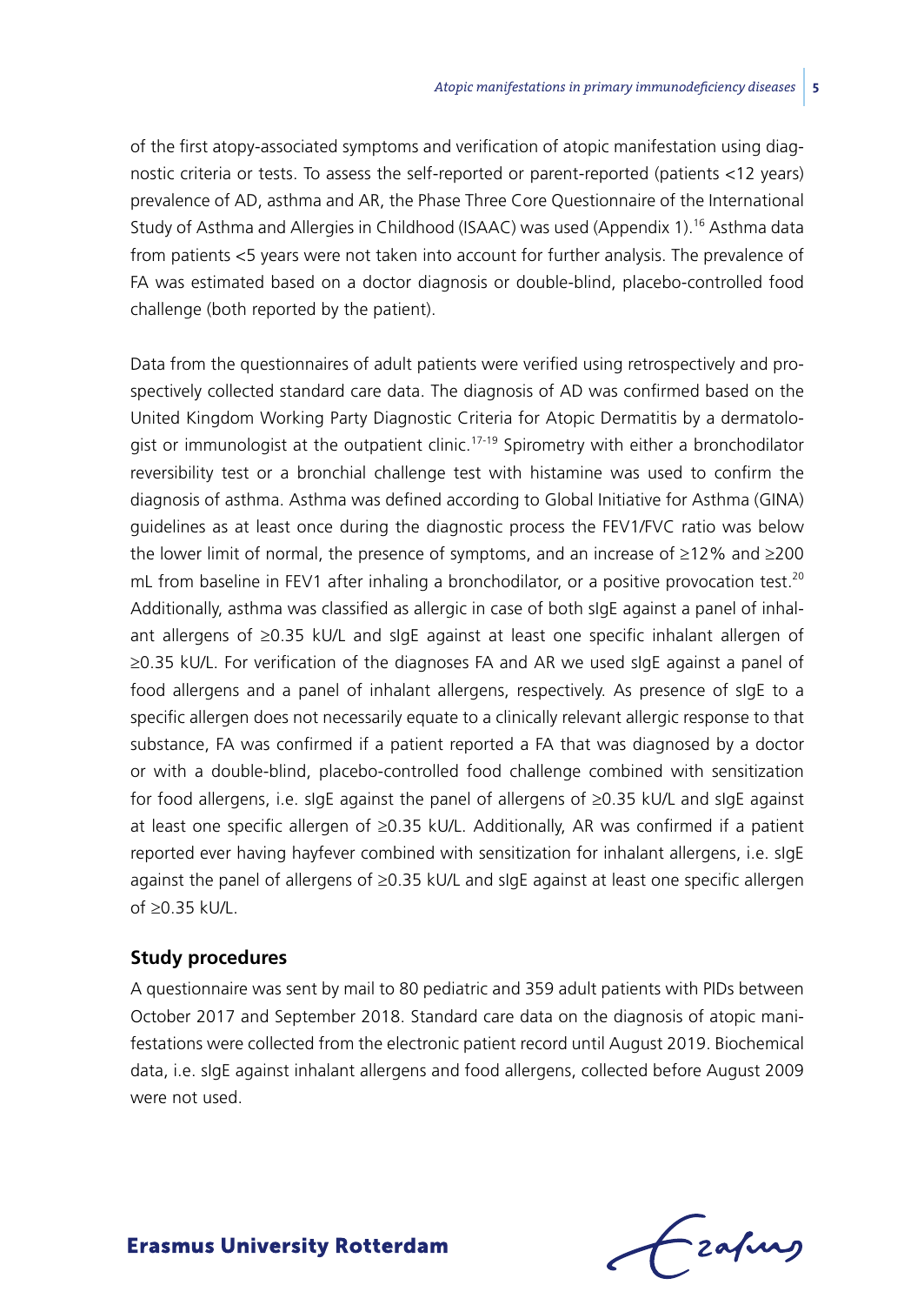of the first atopy-associated symptoms and verification of atopic manifestation using diagnostic criteria or tests. To assess the self-reported or parent-reported (patients <12 years) prevalence of AD, asthma and AR, the Phase Three Core Questionnaire of the International Study of Asthma and Allergies in Childhood (ISAAC) was used (Appendix 1).[16] Asthma data from patients <5 years were not taken into account for further analysis. The prevalence of FA was estimated based on a doctor diagnosis or double-blind, placebo-controlled food challenge (both reported by the patient).

Data from the questionnaires of adult patients were verified using retrospectively and prospectively collected standard care data. The diagnosis of AD was confirmed based on the United Kingdom Working Party Diagnostic Criteria for Atopic Dermatitis by a dermatologist or immunologist at the outpatient clinic.[17-19] Spirometry with either a bronchodilator reversibility test or a bronchial challenge test with histamine was used to confirm the diagnosis of asthma. Asthma was defined according to Global Initiative for Asthma (GINA) guidelines as at least once during the diagnostic process the FEV1/FVC ratio was below the lower limit of normal, the presence of symptoms, and an increase of ≥12% and ≥200 mL from baseline in FEV1 after inhaling a bronchodilator, or a positive provocation test.[20] Additionally, asthma was classified as allergic in case of both sIgE against a panel of inhalant allergens of ≥0.35 kU/L and sIgE against at least one specific inhalant allergen of ≥0.35 kU/L. For verification of the diagnoses FA and AR we used sIgE against a panel of food allergens and a panel of inhalant allergens, respectively. As presence of sIgE to a specific allergen does not necessarily equate to a clinically relevant allergic response to that substance, FA was confirmed if a patient reported a FA that was diagnosed by a doctor or with a double-blind, placebo-controlled food challenge combined with sensitization for food allergens, i.e. sIgE against the panel of allergens of ≥0.35 kU/L and sIgE against at least one specific allergen of ≥0.35 kU/L. Additionally, AR was confirmed if a patient reported ever having hayfever combined with sensitization for inhalant allergens, i.e. sIgE against the panel of allergens of ≥0.35 kU/L and sIgE against at least one specific allergen of ≥0.35 kU/L.

### Study procedures

A questionnaire was sent by mail to 80 pediatric and 359 adult patients with PIDs between October 2017 and September 2018. Standard care data on the diagnosis of atopic manifestations were collected from the electronic patient record until August 2019. Biochemical data, i.e. sIgE against inhalant allergens and food allergens, collected before August 2009 were not used.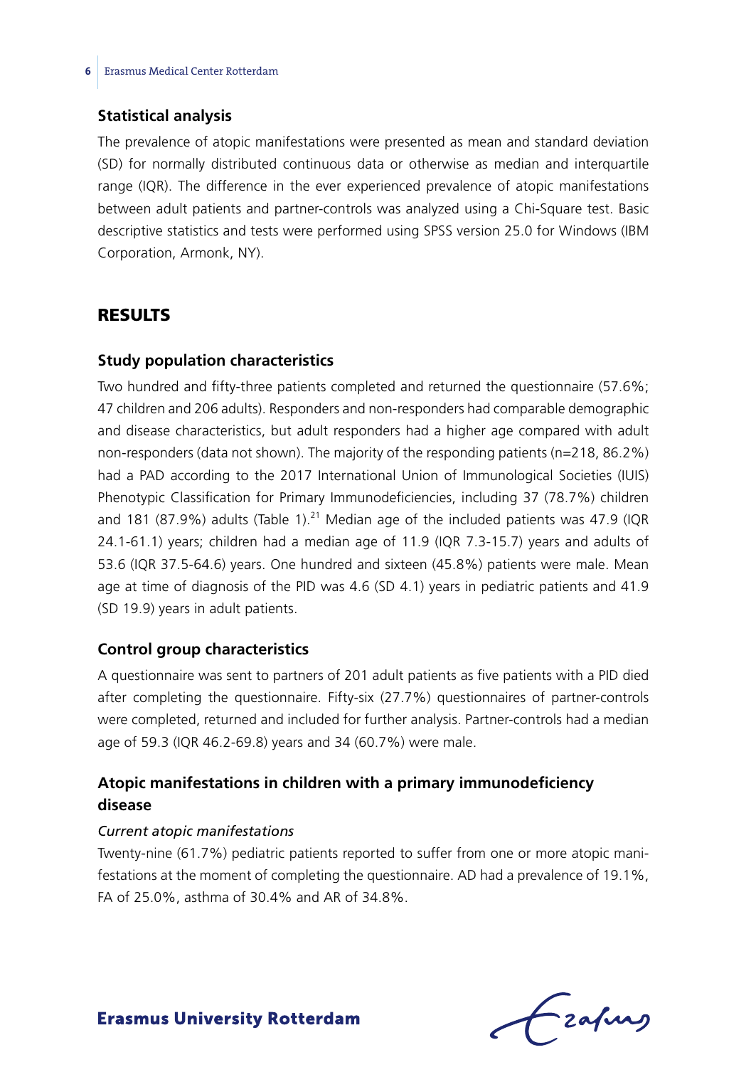## Statistical analysis

The prevalence of atopic manifestations were presented as mean and standard deviation (SD) for normally distributed continuous data or otherwise as median and interquartile range (IQR). The difference in the ever experienced prevalence of atopic manifestations between adult patients and partner-controls was analyzed using a Chi-Square test. Basic descriptive statistics and tests were performed using SPSS version 25.0 for Windows (IBM Corporation, Armonk, NY).

# RESULTS

## Study population characteristics

Two hundred and fifty-three patients completed and returned the questionnaire (57.6%; 47 children and 206 adults). Responders and non-responders had comparable demographic and disease characteristics, but adult responders had a higher age compared with adult non-responders (data not shown). The majority of the responding patients (n=218, 86.2%) had a PAD according to the 2017 International Union of Immunological Societies (IUIS) Phenotypic Classification for Primary Immunodeficiencies, including 37 (78.7%) children and 181 (87.9%) adults (Table 1).[21] Median age of the included patients was 47.9 (IQR 24.1-61.1) years; children had a median age of 11.9 (IQR 7.3-15.7) years and adults of 53.6 (IQR 37.5-64.6) years. One hundred and sixteen (45.8%) patients were male. Mean age at time of diagnosis of the PID was 4.6 (SD 4.1) years in pediatric patients and 41.9 (SD 19.9) years in adult patients.

## Control group characteristics

A questionnaire was sent to partners of 201 adult patients as five patients with a PID died after completing the questionnaire. Fifty-six (27.7%) questionnaires of partner-controls were completed, returned and included for further analysis. Partner-controls had a median age of 59.3 (IQR 46.2-69.8) years and 34 (60.7%) were male.

## Atopic manifestations in children with a primary immunodeficiency disease

*Current atopic manifestations*

Twenty-nine (61.7%) pediatric patients reported to suffer from one or more atopic manifestations at the moment of completing the questionnaire. AD had a prevalence of 19.1%, FA of 25.0%, asthma of 30.4% and AR of 34.8%.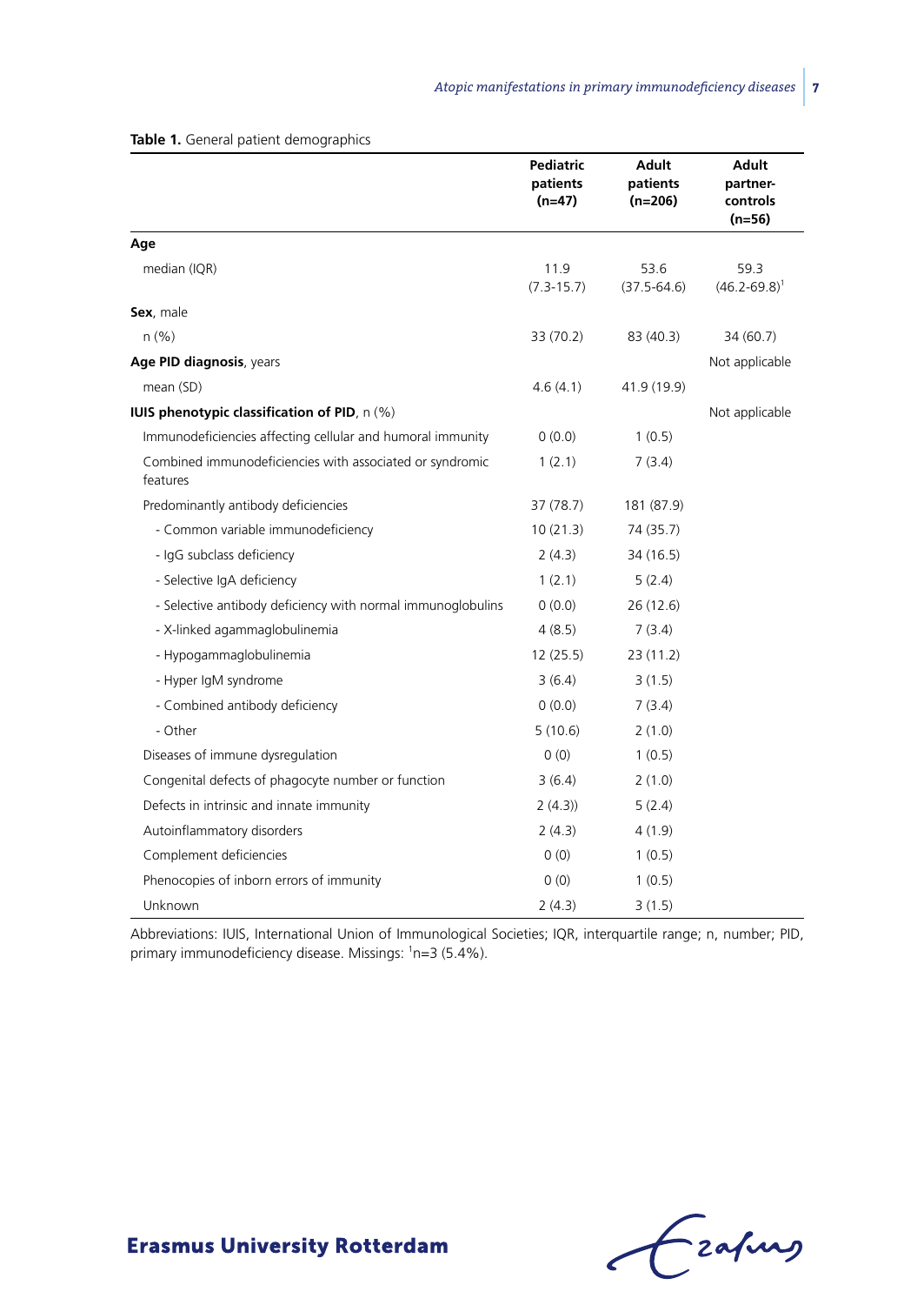**Table 1.** General patient demographics

| | Pediatric patients (n=47) | Adult patients (n=206) | Adult partner-controls (n=56) |
|---|---|---|---|
| **Age** | | | |
| median (IQR) | 11.9 (7.3-15.7) | 53.6 (37.5-64.6) | 59.3 (46.2-69.8)[1] |
| **Sex**, male | | | |
| n (%) | 33 (70.2) | 83 (40.3) | 34 (60.7) |
| **Age PID diagnosis**, years | | | Not applicable |
| mean (SD) | 4.6 (4.1) | 41.9 (19.9) | |
| **IUIS phenotypic classification of PID**, n (%) | | | Not applicable |
| Immunodeficiencies affecting cellular and humoral immunity | 0 (0.0) | 1 (0.5) | |
| Combined immunodeficiencies with associated or syndromic features | 1 (2.1) | 7 (3.4) | |
| Predominantly antibody deficiencies | 37 (78.7) | 181 (87.9) | |
| - Common variable immunodeficiency | 10 (21.3) | 74 (35.7) | |
| - IgG subclass deficiency | 2 (4.3) | 34 (16.5) | |
| - Selective IgA deficiency | 1 (2.1) | 5 (2.4) | |
| - Selective antibody deficiency with normal immunoglobulins | 0 (0.0) | 26 (12.6) | |
| - X-linked agammaglobulinemia | 4 (8.5) | 7 (3.4) | |
| - Hypogammaglobulinemia | 12 (25.5) | 23 (11.2) | |
| - Hyper IgM syndrome | 3 (6.4) | 3 (1.5) | |
| - Combined antibody deficiency | 0 (0.0) | 7 (3.4) | |
| - Other | 5 (10.6) | 2 (1.0) | |
| Diseases of immune dysregulation | 0 (0) | 1 (0.5) | |
| Congenital defects of phagocyte number or function | 3 (6.4) | 2 (1.0) | |
| Defects in intrinsic and innate immunity | 2 (4.3)) | 5 (2.4) | |
| Autoinflammatory disorders | 2 (4.3) | 4 (1.9) | |
| Complement deficiencies | 0 (0) | 1 (0.5) | |
| Phenocopies of inborn errors of immunity | 0 (0) | 1 (0.5) | |
| Unknown | 2 (4.3) | 3 (1.5) | |

Abbreviations: IUIS, International Union of Immunological Societies; IQR, interquartile range; n, number; PID, primary immunodeficiency disease. Missings: [1]n=3 (5.4%).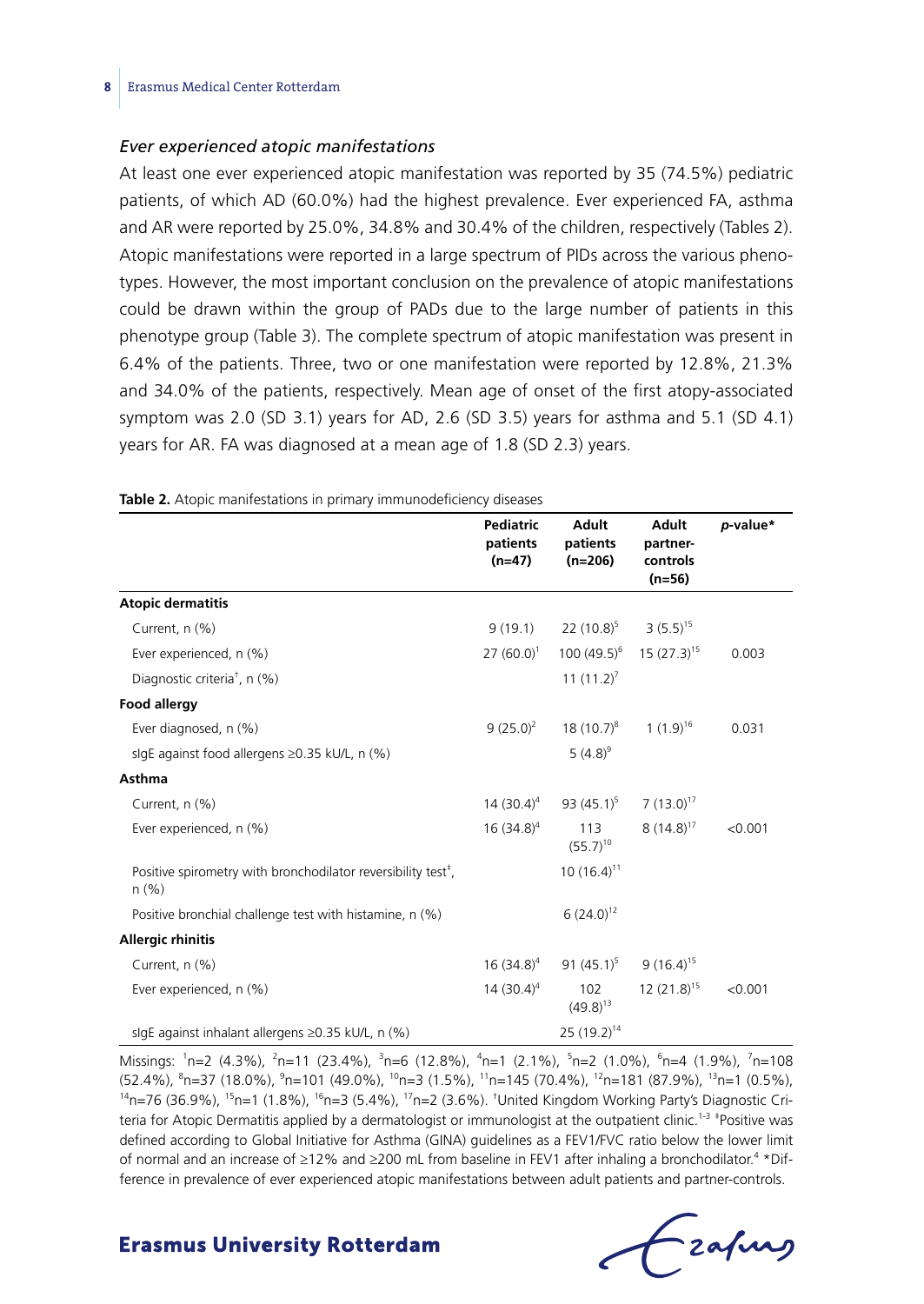### *Ever experienced atopic manifestations*

At least one ever experienced atopic manifestation was reported by 35 (74.5%) pediatric patients, of which AD (60.0%) had the highest prevalence. Ever experienced FA, asthma and AR were reported by 25.0%, 34.8% and 30.4% of the children, respectively (Tables 2). Atopic manifestations were reported in a large spectrum of PIDs across the various phenotypes. However, the most important conclusion on the prevalence of atopic manifestations could be drawn within the group of PADs due to the large number of patients in this phenotype group (Table 3). The complete spectrum of atopic manifestation was present in 6.4% of the patients. Three, two or one manifestation were reported by 12.8%, 21.3% and 34.0% of the patients, respectively. Mean age of onset of the first atopy-associated symptom was 2.0 (SD 3.1) years for AD, 2.6 (SD 3.5) years for asthma and 5.1 (SD 4.1) years for AR. FA was diagnosed at a mean age of 1.8 (SD 2.3) years.

**Table 2.** Atopic manifestations in primary immunodeficiency diseases

| | Pediatric patients (n=47) | Adult patients (n=206) | Adult partner-controls (n=56) | *p*-value* |
|---|---|---|---|---|
| **Atopic dermatitis** | | | | |
| Current, n (%) | 9 (19.1) | 22 (10.8)[5] | 3 (5.5)[15] | |
| Ever experienced, n (%) | 27 (60.0)[1] | 100 (49.5)[6] | 15 (27.3)[15] | 0.003 |
| Diagnostic criteria[†], n (%) | | 11 (11.2)[7] | | |
| **Food allergy** | | | | |
| Ever diagnosed, n (%) | 9 (25.0)[2] | 18 (10.7)[8] | 1 (1.9)[16] | 0.031 |
| sIgE against food allergens ≥0.35 kU/L, n (%) | | 5 (4.8)[9] | | |
| **Asthma** | | | | |
| Current, n (%) | 14 (30.4)[4] | 93 (45.1)[5] | 7 (13.0)[17] | |
| Ever experienced, n (%) | 16 (34.8)[4] | 113 (55.7)[10] | 8 (14.8)[17] | <0.001 |
| Positive spirometry with bronchodilator reversibility test[‡], n (%) | | 10 (16.4)[11] | | |
| Positive bronchial challenge test with histamine, n (%) | | 6 (24.0)[12] | | |
| **Allergic rhinitis** | | | | |
| Current, n (%) | 16 (34.8)[4] | 91 (45.1)[5] | 9 (16.4)[15] | |
| Ever experienced, n (%) | 14 (30.4)[4] | 102 (49.8)[13] | 12 (21.8)[15] | <0.001 |
| sIgE against inhalant allergens ≥0.35 kU/L, n (%) | | 25 (19.2)[14] | | |

Missings: [1]n=2 (4.3%), [2]n=11 (23.4%), [3]n=6 (12.8%), [4]n=1 (2.1%), [5]n=2 (1.0%), [6]n=4 (1.9%), [7]n=108 (52.4%), [8]n=37 (18.0%), [9]n=101 (49.0%), [10]n=3 (1.5%), [11]n=145 (70.4%), [12]n=181 (87.9%), [13]n=1 (0.5%), [14]n=76 (36.9%), [15]n=1 (1.8%), [16]n=3 (5.4%), [17]n=2 (3.6%). [†]United Kingdom Working Party's Diagnostic Criteria for Atopic Dermatitis applied by a dermatologist or immunologist at the outpatient clinic.[1-3] [‡]Positive was defined according to Global Initiative for Asthma (GINA) guidelines as a FEV1/FVC ratio below the lower limit of normal and an increase of ≥12% and ≥200 mL from baseline in FEV1 after inhaling a bronchodilator.[4] *Difference in prevalence of ever experienced atopic manifestations between adult patients and partner-controls.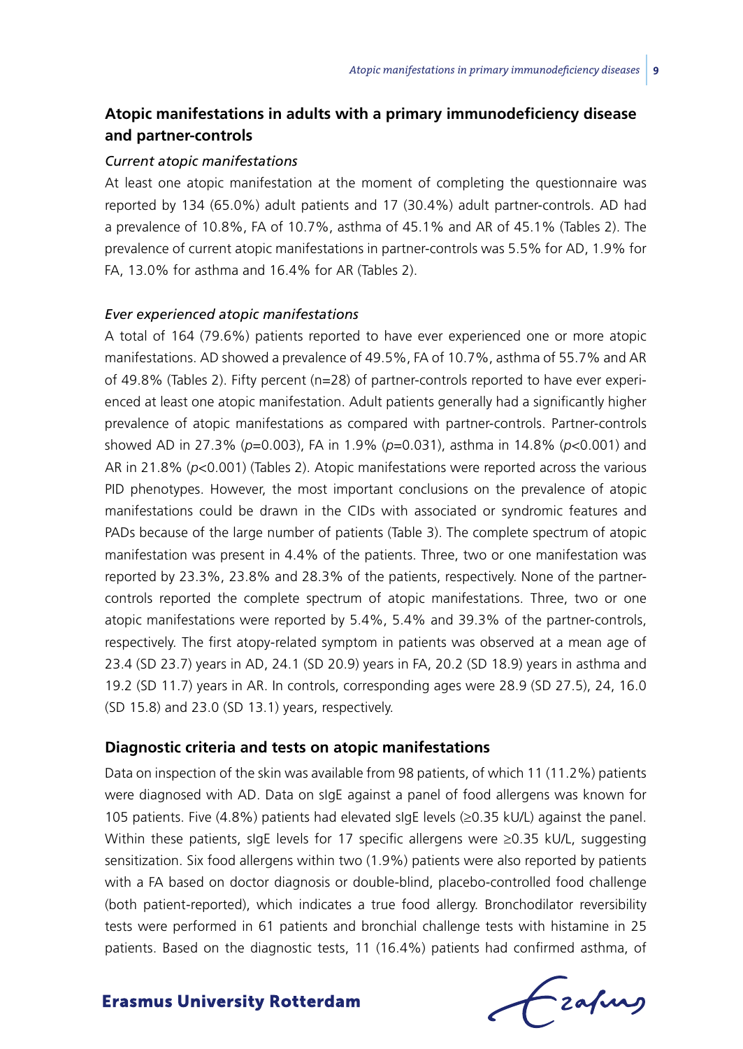## Atopic manifestations in adults with a primary immunodeficiency disease and partner-controls

### *Current atopic manifestations*

At least one atopic manifestation at the moment of completing the questionnaire was reported by 134 (65.0%) adult patients and 17 (30.4%) adult partner-controls. AD had a prevalence of 10.8%, FA of 10.7%, asthma of 45.1% and AR of 45.1% (Tables 2). The prevalence of current atopic manifestations in partner-controls was 5.5% for AD, 1.9% for FA, 13.0% for asthma and 16.4% for AR (Tables 2).

### *Ever experienced atopic manifestations*

A total of 164 (79.6%) patients reported to have ever experienced one or more atopic manifestations. AD showed a prevalence of 49.5%, FA of 10.7%, asthma of 55.7% and AR of 49.8% (Tables 2). Fifty percent (n=28) of partner-controls reported to have ever experienced at least one atopic manifestation. Adult patients generally had a significantly higher prevalence of atopic manifestations as compared with partner-controls. Partner-controls showed AD in 27.3% ($p$=0.003), FA in 1.9% ($p$=0.031), asthma in 14.8% ($p$<0.001) and AR in 21.8% ($p$<0.001) (Tables 2). Atopic manifestations were reported across the various PID phenotypes. However, the most important conclusions on the prevalence of atopic manifestations could be drawn in the CIDs with associated or syndromic features and PADs because of the large number of patients (Table 3). The complete spectrum of atopic manifestation was present in 4.4% of the patients. Three, two or one manifestation was reported by 23.3%, 23.8% and 28.3% of the patients, respectively. None of the partner-controls reported the complete spectrum of atopic manifestations. Three, two or one atopic manifestations were reported by 5.4%, 5.4% and 39.3% of the partner-controls, respectively. The first atopy-related symptom in patients was observed at a mean age of 23.4 (SD 23.7) years in AD, 24.1 (SD 20.9) years in FA, 20.2 (SD 18.9) years in asthma and 19.2 (SD 11.7) years in AR. In controls, corresponding ages were 28.9 (SD 27.5), 24, 16.0 (SD 15.8) and 23.0 (SD 13.1) years, respectively.

## Diagnostic criteria and tests on atopic manifestations

Data on inspection of the skin was available from 98 patients, of which 11 (11.2%) patients were diagnosed with AD. Data on sIgE against a panel of food allergens was known for 105 patients. Five (4.8%) patients had elevated sIgE levels (≥0.35 kU/L) against the panel. Within these patients, sIgE levels for 17 specific allergens were ≥0.35 kU/L, suggesting sensitization. Six food allergens within two (1.9%) patients were also reported by patients with a FA based on doctor diagnosis or double-blind, placebo-controlled food challenge (both patient-reported), which indicates a true food allergy. Bronchodilator reversibility tests were performed in 61 patients and bronchial challenge tests with histamine in 25 patients. Based on the diagnostic tests, 11 (16.4%) patients had confirmed asthma, of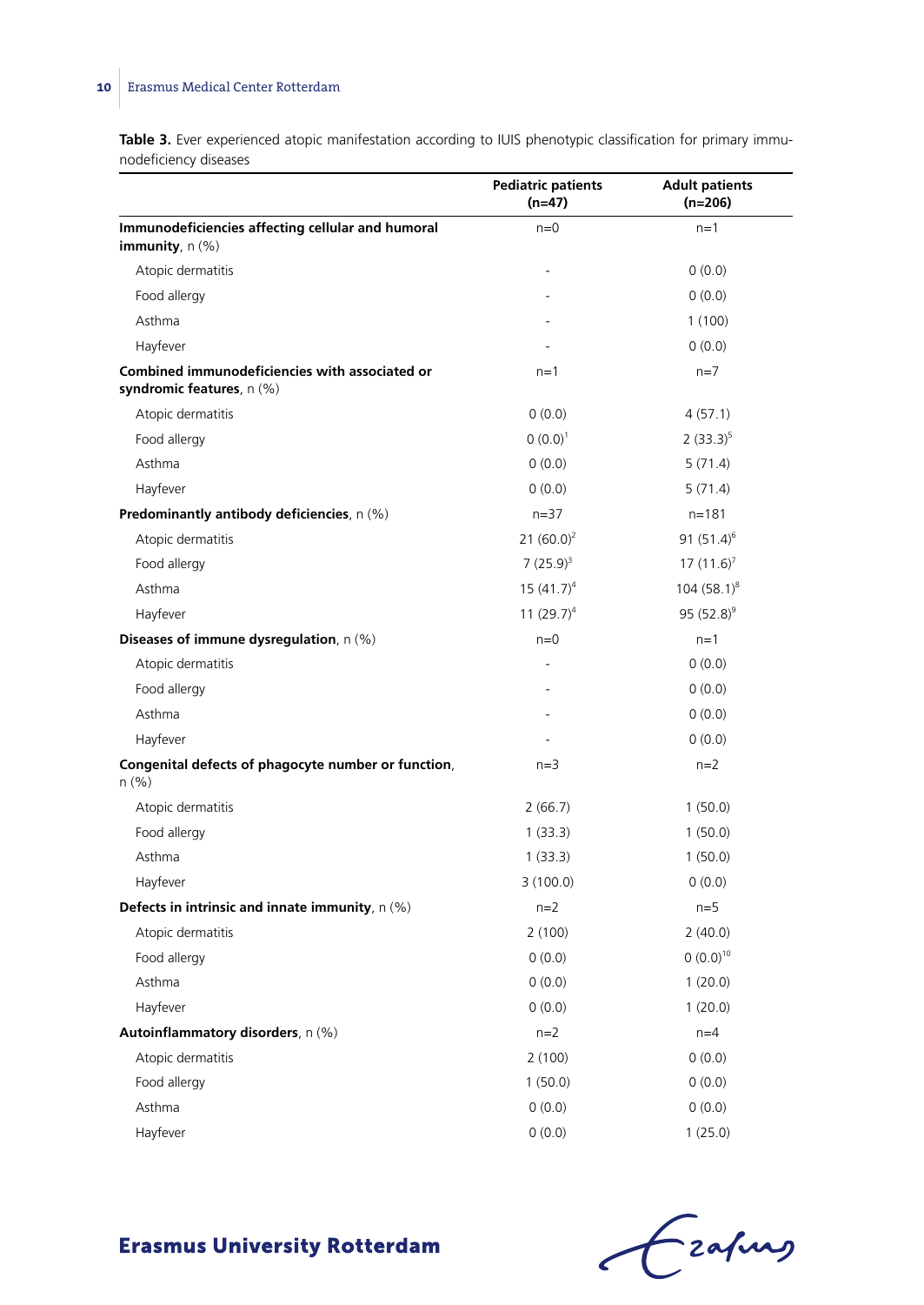**Table 3.** Ever experienced atopic manifestation according to IUIS phenotypic classification for primary immunodeficiency diseases

| | Pediatric patients (n=47) | Adult patients (n=206) |
|---|---|---|
| **Immunodeficiencies affecting cellular and humoral immunity**, n (%) | n=0 | n=1 |
| Atopic dermatitis | - | 0 (0.0) |
| Food allergy | - | 0 (0.0) |
| Asthma | - | 1 (100) |
| Hayfever | - | 0 (0.0) |
| **Combined immunodeficiencies with associated or syndromic features**, n (%) | n=1 | n=7 |
| Atopic dermatitis | 0 (0.0) | 4 (57.1) |
| Food allergy | 0 (0.0)[1] | 2 (33.3)[5] |
| Asthma | 0 (0.0) | 5 (71.4) |
| Hayfever | 0 (0.0) | 5 (71.4) |
| **Predominantly antibody deficiencies**, n (%) | n=37 | n=181 |
| Atopic dermatitis | 21 (60.0)[2] | 91 (51.4)[6] |
| Food allergy | 7 (25.9)[3] | 17 (11.6)[7] |
| Asthma | 15 (41.7)[4] | 104 (58.1)[8] |
| Hayfever | 11 (29.7)[4] | 95 (52.8)[9] |
| **Diseases of immune dysregulation**, n (%) | n=0 | n=1 |
| Atopic dermatitis | - | 0 (0.0) |
| Food allergy | - | 0 (0.0) |
| Asthma | - | 0 (0.0) |
| Hayfever | - | 0 (0.0) |
| **Congenital defects of phagocyte number or function**, n (%) | n=3 | n=2 |
| Atopic dermatitis | 2 (66.7) | 1 (50.0) |
| Food allergy | 1 (33.3) | 1 (50.0) |
| Asthma | 1 (33.3) | 1 (50.0) |
| Hayfever | 3 (100.0) | 0 (0.0) |
| **Defects in intrinsic and innate immunity**, n (%) | n=2 | n=5 |
| Atopic dermatitis | 2 (100) | 2 (40.0) |
| Food allergy | 0 (0.0) | 0 (0.0)[10] |
| Asthma | 0 (0.0) | 1 (20.0) |
| Hayfever | 0 (0.0) | 1 (20.0) |
| **Autoinflammatory disorders**, n (%) | n=2 | n=4 |
| Atopic dermatitis | 2 (100) | 0 (0.0) |
| Food allergy | 1 (50.0) | 0 (0.0) |
| Asthma | 0 (0.0) | 0 (0.0) |
| Hayfever | 0 (0.0) | 1 (25.0) |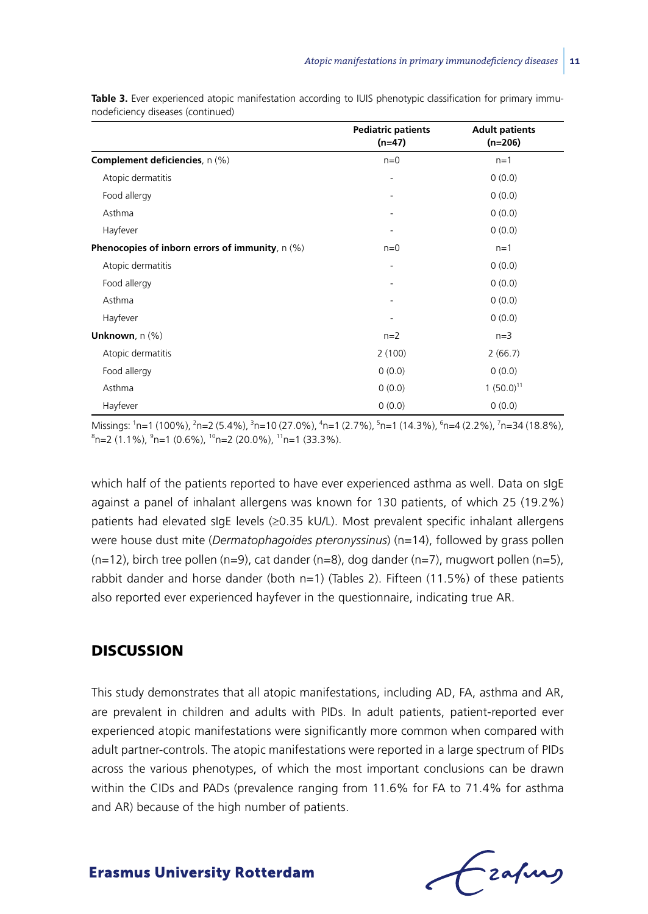**Table 3.** Ever experienced atopic manifestation according to IUIS phenotypic classification for primary immunodeficiency diseases (continued)

| | Pediatric patients (n=47) | Adult patients (n=206) |
|---|---|---|
| **Complement deficiencies**, n (%) | n=0 | n=1 |
| Atopic dermatitis | - | 0 (0.0) |
| Food allergy | - | 0 (0.0) |
| Asthma | - | 0 (0.0) |
| Hayfever | - | 0 (0.0) |
| **Phenocopies of inborn errors of immunity**, n (%) | n=0 | n=1 |
| Atopic dermatitis | - | 0 (0.0) |
| Food allergy | - | 0 (0.0) |
| Asthma | - | 0 (0.0) |
| Hayfever | - | 0 (0.0) |
| **Unknown**, n (%) | n=2 | n=3 |
| Atopic dermatitis | 2 (100) | 2 (66.7) |
| Food allergy | 0 (0.0) | 0 (0.0) |
| Asthma | 0 (0.0) | 1 (50.0)[11] |
| Hayfever | 0 (0.0) | 0 (0.0) |

Missings: [1]n=1 (100%), [2]n=2 (5.4%), [3]n=10 (27.0%), [4]n=1 (2.7%), [5]n=1 (14.3%), [6]n=4 (2.2%), [7]n=34 (18.8%), [8]n=2 (1.1%), [9]n=1 (0.6%), [10]n=2 (20.0%), [11]n=1 (33.3%).

which half of the patients reported to have ever experienced asthma as well. Data on sIgE against a panel of inhalant allergens was known for 130 patients, of which 25 (19.2%) patients had elevated sIgE levels (≥0.35 kU/L). Most prevalent specific inhalant allergens were house dust mite (*Dermatophagoides pteronyssinus*) (n=14), followed by grass pollen (n=12), birch tree pollen (n=9), cat dander (n=8), dog dander (n=7), mugwort pollen (n=5), rabbit dander and horse dander (both n=1) (Tables 2). Fifteen (11.5%) of these patients also reported ever experienced hayfever in the questionnaire, indicating true AR.

## DISCUSSION

This study demonstrates that all atopic manifestations, including AD, FA, asthma and AR, are prevalent in children and adults with PIDs. In adult patients, patient-reported ever experienced atopic manifestations were significantly more common when compared with adult partner-controls. The atopic manifestations were reported in a large spectrum of PIDs across the various phenotypes, of which the most important conclusions can be drawn within the CIDs and PADs (prevalence ranging from 11.6% for FA to 71.4% for asthma and AR) because of the high number of patients.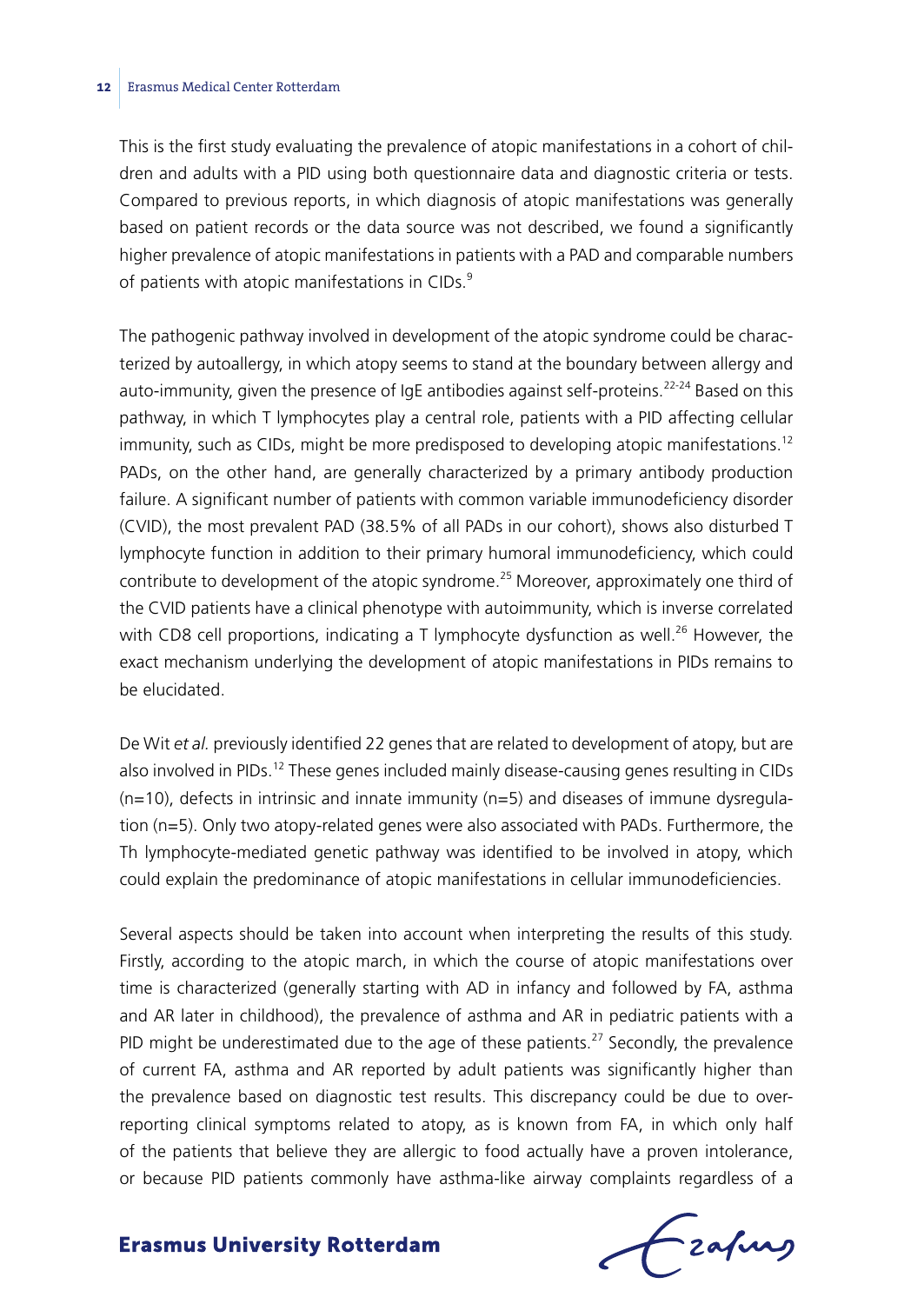This is the first study evaluating the prevalence of atopic manifestations in a cohort of children and adults with a PID using both questionnaire data and diagnostic criteria or tests. Compared to previous reports, in which diagnosis of atopic manifestations was generally based on patient records or the data source was not described, we found a significantly higher prevalence of atopic manifestations in patients with a PAD and comparable numbers of patients with atopic manifestations in CIDs.[9]

The pathogenic pathway involved in development of the atopic syndrome could be characterized by autoallergy, in which atopy seems to stand at the boundary between allergy and auto-immunity, given the presence of IgE antibodies against self-proteins.[22-24] Based on this pathway, in which T lymphocytes play a central role, patients with a PID affecting cellular immunity, such as CIDs, might be more predisposed to developing atopic manifestations.[12] PADs, on the other hand, are generally characterized by a primary antibody production failure. A significant number of patients with common variable immunodeficiency disorder (CVID), the most prevalent PAD (38.5% of all PADs in our cohort), shows also disturbed T lymphocyte function in addition to their primary humoral immunodeficiency, which could contribute to development of the atopic syndrome.[25] Moreover, approximately one third of the CVID patients have a clinical phenotype with autoimmunity, which is inverse correlated with CD8 cell proportions, indicating a T lymphocyte dysfunction as well.[26] However, the exact mechanism underlying the development of atopic manifestations in PIDs remains to be elucidated.

De Wit *et al.* previously identified 22 genes that are related to development of atopy, but are also involved in PIDs.[12] These genes included mainly disease-causing genes resulting in CIDs (n=10), defects in intrinsic and innate immunity (n=5) and diseases of immune dysregulation (n=5). Only two atopy-related genes were also associated with PADs. Furthermore, the Th lymphocyte-mediated genetic pathway was identified to be involved in atopy, which could explain the predominance of atopic manifestations in cellular immunodeficiencies.

Several aspects should be taken into account when interpreting the results of this study. Firstly, according to the atopic march, in which the course of atopic manifestations over time is characterized (generally starting with AD in infancy and followed by FA, asthma and AR later in childhood), the prevalence of asthma and AR in pediatric patients with a PID might be underestimated due to the age of these patients.[27] Secondly, the prevalence of current FA, asthma and AR reported by adult patients was significantly higher than the prevalence based on diagnostic test results. This discrepancy could be due to over-reporting clinical symptoms related to atopy, as is known from FA, in which only half of the patients that believe they are allergic to food actually have a proven intolerance, or because PID patients commonly have asthma-like airway complaints regardless of a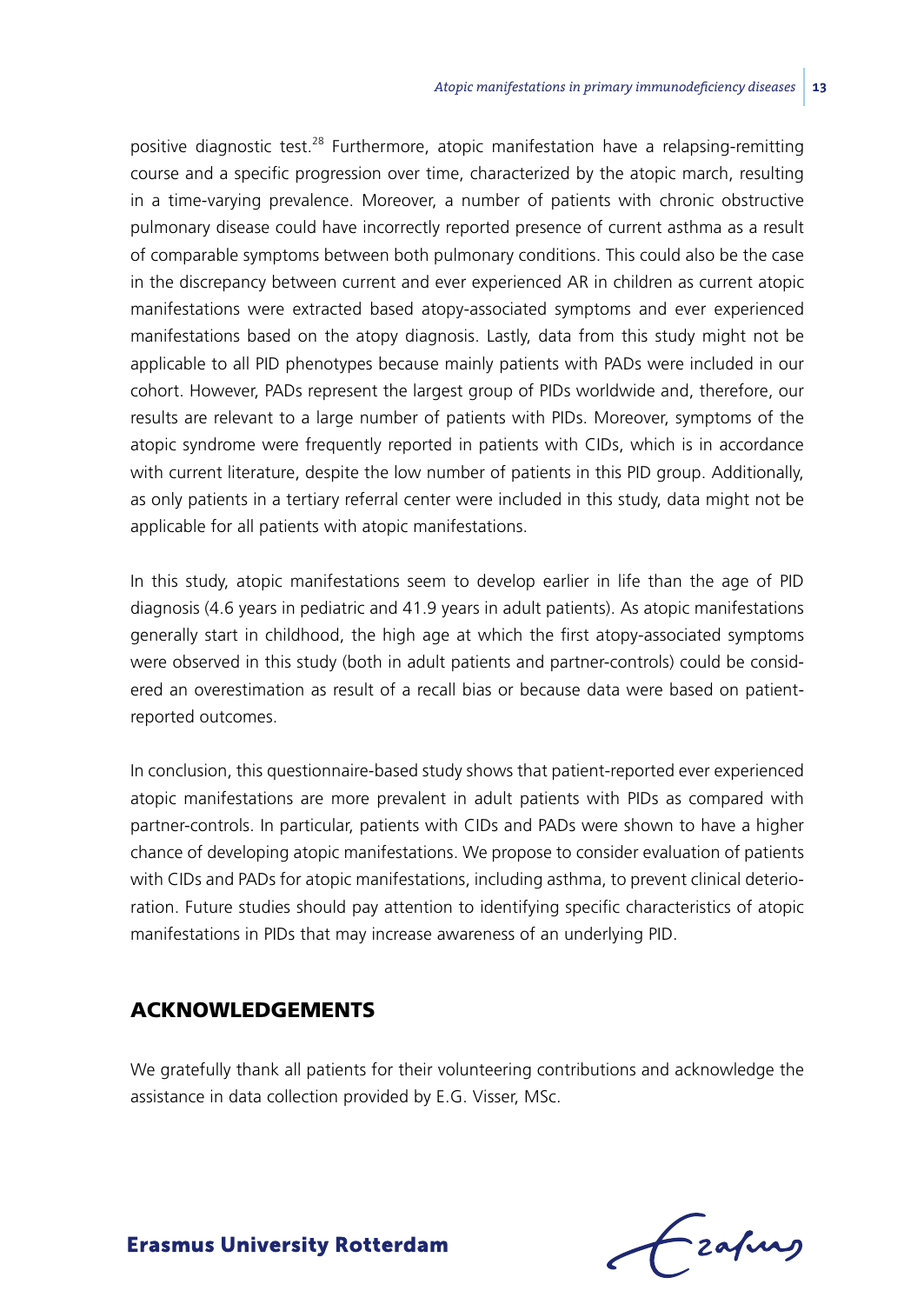positive diagnostic test.[28] Furthermore, atopic manifestation have a relapsing-remitting course and a specific progression over time, characterized by the atopic march, resulting in a time-varying prevalence. Moreover, a number of patients with chronic obstructive pulmonary disease could have incorrectly reported presence of current asthma as a result of comparable symptoms between both pulmonary conditions. This could also be the case in the discrepancy between current and ever experienced AR in children as current atopic manifestations were extracted based atopy-associated symptoms and ever experienced manifestations based on the atopy diagnosis. Lastly, data from this study might not be applicable to all PID phenotypes because mainly patients with PADs were included in our cohort. However, PADs represent the largest group of PIDs worldwide and, therefore, our results are relevant to a large number of patients with PIDs. Moreover, symptoms of the atopic syndrome were frequently reported in patients with CIDs, which is in accordance with current literature, despite the low number of patients in this PID group. Additionally, as only patients in a tertiary referral center were included in this study, data might not be applicable for all patients with atopic manifestations.

In this study, atopic manifestations seem to develop earlier in life than the age of PID diagnosis (4.6 years in pediatric and 41.9 years in adult patients). As atopic manifestations generally start in childhood, the high age at which the first atopy-associated symptoms were observed in this study (both in adult patients and partner-controls) could be considered an overestimation as result of a recall bias or because data were based on patient-reported outcomes.

In conclusion, this questionnaire-based study shows that patient-reported ever experienced atopic manifestations are more prevalent in adult patients with PIDs as compared with partner-controls. In particular, patients with CIDs and PADs were shown to have a higher chance of developing atopic manifestations. We propose to consider evaluation of patients with CIDs and PADs for atopic manifestations, including asthma, to prevent clinical deterioration. Future studies should pay attention to identifying specific characteristics of atopic manifestations in PIDs that may increase awareness of an underlying PID.

## ACKNOWLEDGEMENTS

We gratefully thank all patients for their volunteering contributions and acknowledge the assistance in data collection provided by E.G. Visser, MSc.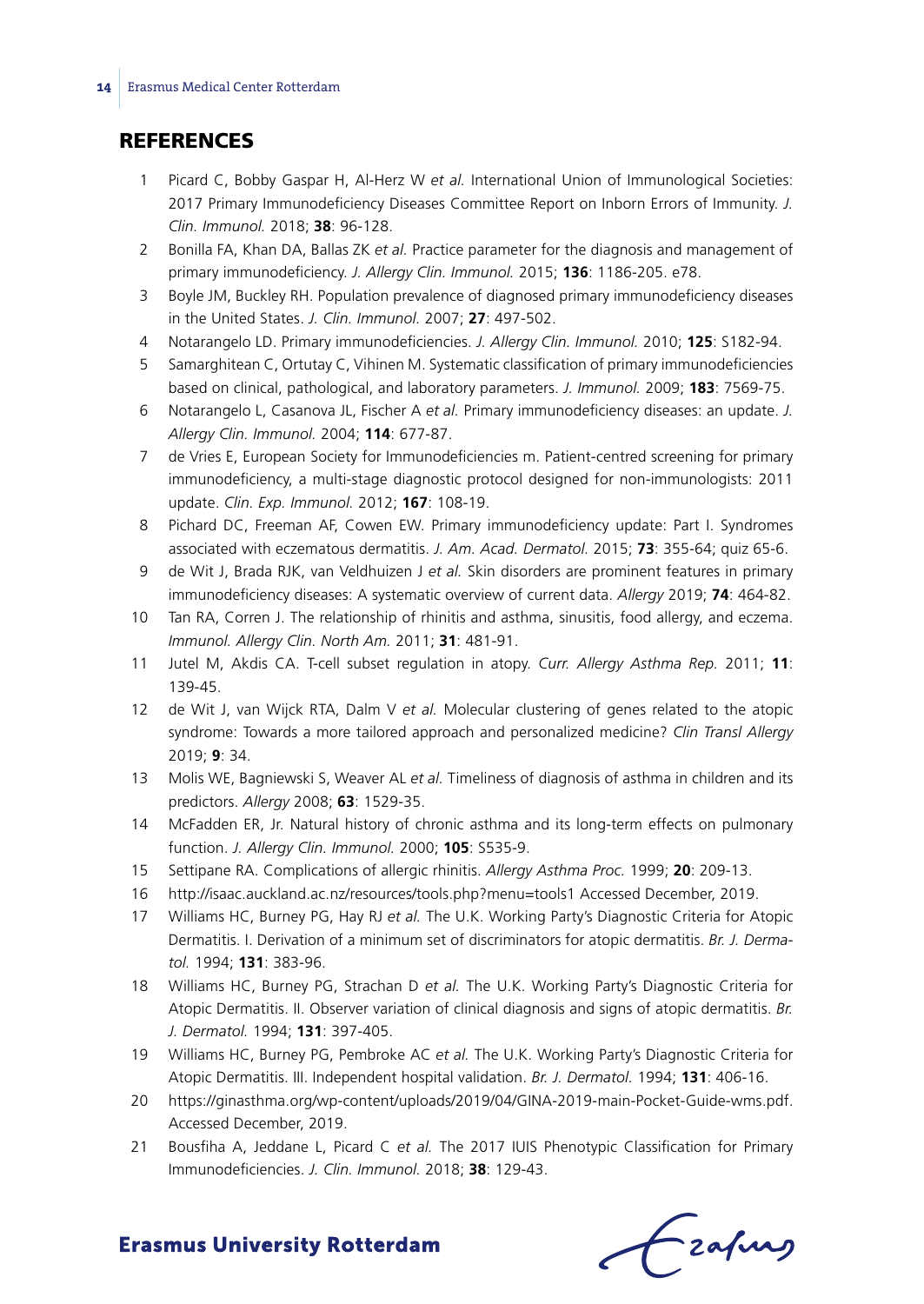## REFERENCES

1. Picard C, Bobby Gaspar H, Al-Herz W *et al.* International Union of Immunological Societies: 2017 Primary Immunodeficiency Diseases Committee Report on Inborn Errors of Immunity. *J. Clin. Immunol.* 2018; **38**: 96-128.
2. Bonilla FA, Khan DA, Ballas ZK *et al.* Practice parameter for the diagnosis and management of primary immunodeficiency. *J. Allergy Clin. Immunol.* 2015; **136**: 1186-205. e78.
3. Boyle JM, Buckley RH. Population prevalence of diagnosed primary immunodeficiency diseases in the United States. *J. Clin. Immunol.* 2007; **27**: 497-502.
4. Notarangelo LD. Primary immunodeficiencies. *J. Allergy Clin. Immunol.* 2010; **125**: S182-94.
5. Samarghitean C, Ortutay C, Vihinen M. Systematic classification of primary immunodeficiencies based on clinical, pathological, and laboratory parameters. *J. Immunol.* 2009; **183**: 7569-75.
6. Notarangelo L, Casanova JL, Fischer A *et al.* Primary immunodeficiency diseases: an update. *J. Allergy Clin. Immunol.* 2004; **114**: 677-87.
7. de Vries E, European Society for Immunodeficiencies m. Patient-centred screening for primary immunodeficiency, a multi-stage diagnostic protocol designed for non-immunologists: 2011 update. *Clin. Exp. Immunol.* 2012; **167**: 108-19.
8. Pichard DC, Freeman AF, Cowen EW. Primary immunodeficiency update: Part I. Syndromes associated with eczematous dermatitis. *J. Am. Acad. Dermatol.* 2015; **73**: 355-64; quiz 65-6.
9. de Wit J, Brada RJK, van Veldhuizen J *et al.* Skin disorders are prominent features in primary immunodeficiency diseases: A systematic overview of current data. *Allergy* 2019; **74**: 464-82.
10. Tan RA, Corren J. The relationship of rhinitis and asthma, sinusitis, food allergy, and eczema. *Immunol. Allergy Clin. North Am.* 2011; **31**: 481-91.
11. Jutel M, Akdis CA. T-cell subset regulation in atopy. *Curr. Allergy Asthma Rep.* 2011; **11**: 139-45.
12. de Wit J, van Wijck RTA, Dalm V *et al.* Molecular clustering of genes related to the atopic syndrome: Towards a more tailored approach and personalized medicine? *Clin Transl Allergy* 2019; **9**: 34.
13. Molis WE, Bagniewski S, Weaver AL *et al.* Timeliness of diagnosis of asthma in children and its predictors. *Allergy* 2008; **63**: 1529-35.
14. McFadden ER, Jr. Natural history of chronic asthma and its long-term effects on pulmonary function. *J. Allergy Clin. Immunol.* 2000; **105**: S535-9.
15. Settipane RA. Complications of allergic rhinitis. *Allergy Asthma Proc.* 1999; **20**: 209-13.
16. http://isaac.auckland.ac.nz/resources/tools.php?menu=tools1 Accessed December, 2019.
17. Williams HC, Burney PG, Hay RJ *et al.* The U.K. Working Party's Diagnostic Criteria for Atopic Dermatitis. I. Derivation of a minimum set of discriminators for atopic dermatitis. *Br. J. Dermatol.* 1994; **131**: 383-96.
18. Williams HC, Burney PG, Strachan D *et al.* The U.K. Working Party's Diagnostic Criteria for Atopic Dermatitis. II. Observer variation of clinical diagnosis and signs of atopic dermatitis. *Br. J. Dermatol.* 1994; **131**: 397-405.
19. Williams HC, Burney PG, Pembroke AC *et al.* The U.K. Working Party's Diagnostic Criteria for Atopic Dermatitis. III. Independent hospital validation. *Br. J. Dermatol.* 1994; **131**: 406-16.
20. https://ginasthma.org/wp-content/uploads/2019/04/GINA-2019-main-Pocket-Guide-wms.pdf. Accessed December, 2019.
21. Bousfiha A, Jeddane L, Picard C *et al.* The 2017 IUIS Phenotypic Classification for Primary Immunodeficiencies. *J. Clin. Immunol.* 2018; **38**: 129-43.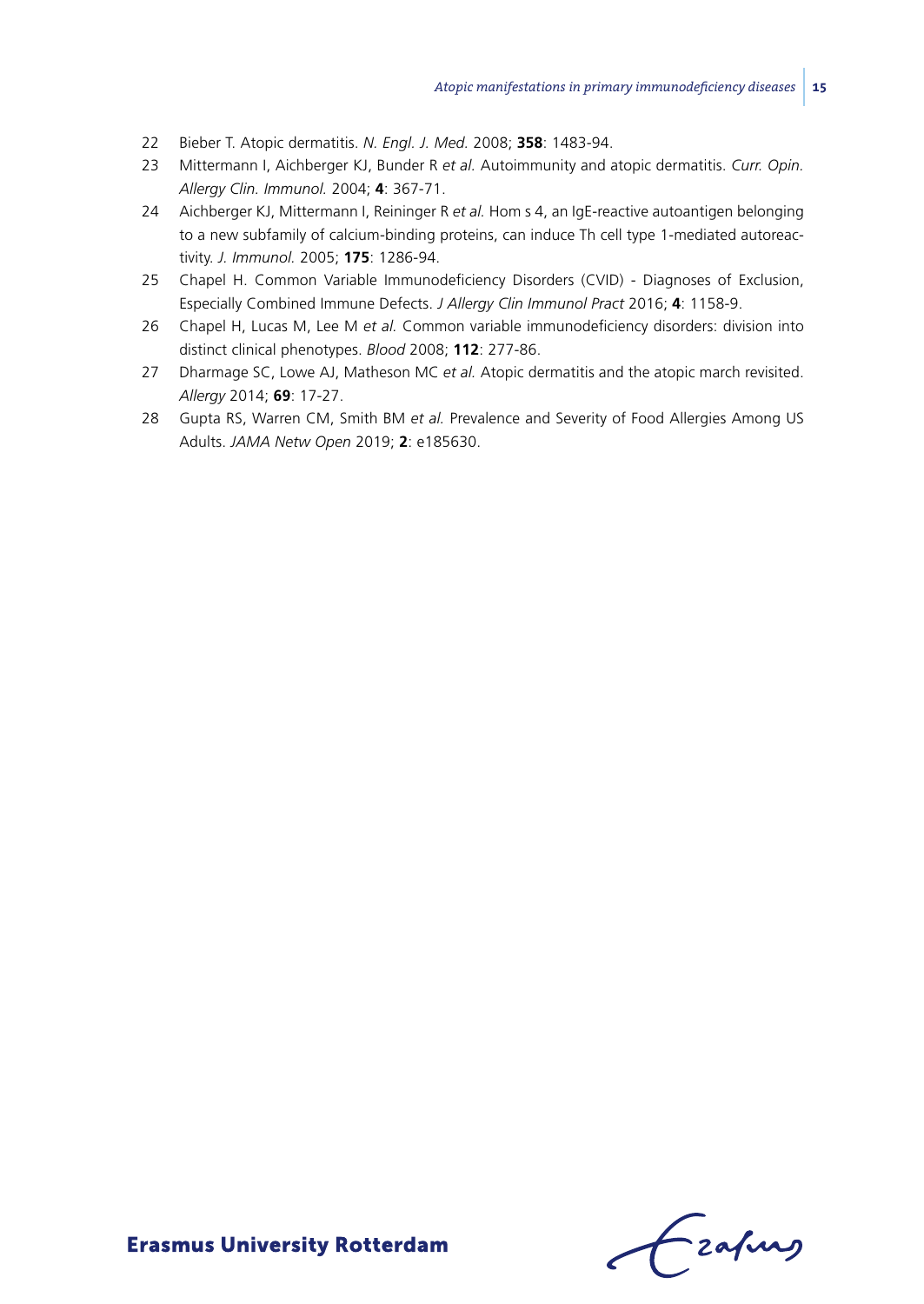22 Bieber T. Atopic dermatitis. *N. Engl. J. Med.* 2008; **358**: 1483-94.

23 Mittermann I, Aichberger KJ, Bunder R *et al.* Autoimmunity and atopic dermatitis. *Curr. Opin. Allergy Clin. Immunol.* 2004; **4**: 367-71.

24 Aichberger KJ, Mittermann I, Reininger R *et al.* Hom s 4, an IgE-reactive autoantigen belonging to a new subfamily of calcium-binding proteins, can induce Th cell type 1-mediated autoreactivity. *J. Immunol.* 2005; **175**: 1286-94.

25 Chapel H. Common Variable Immunodeficiency Disorders (CVID) - Diagnoses of Exclusion, Especially Combined Immune Defects. *J Allergy Clin Immunol Pract* 2016; **4**: 1158-9.

26 Chapel H, Lucas M, Lee M *et al.* Common variable immunodeficiency disorders: division into distinct clinical phenotypes. *Blood* 2008; **112**: 277-86.

27 Dharmage SC, Lowe AJ, Matheson MC *et al.* Atopic dermatitis and the atopic march revisited. *Allergy* 2014; **69**: 17-27.

28 Gupta RS, Warren CM, Smith BM *et al.* Prevalence and Severity of Food Allergies Among US Adults. *JAMA Netw Open* 2019; **2**: e185630.